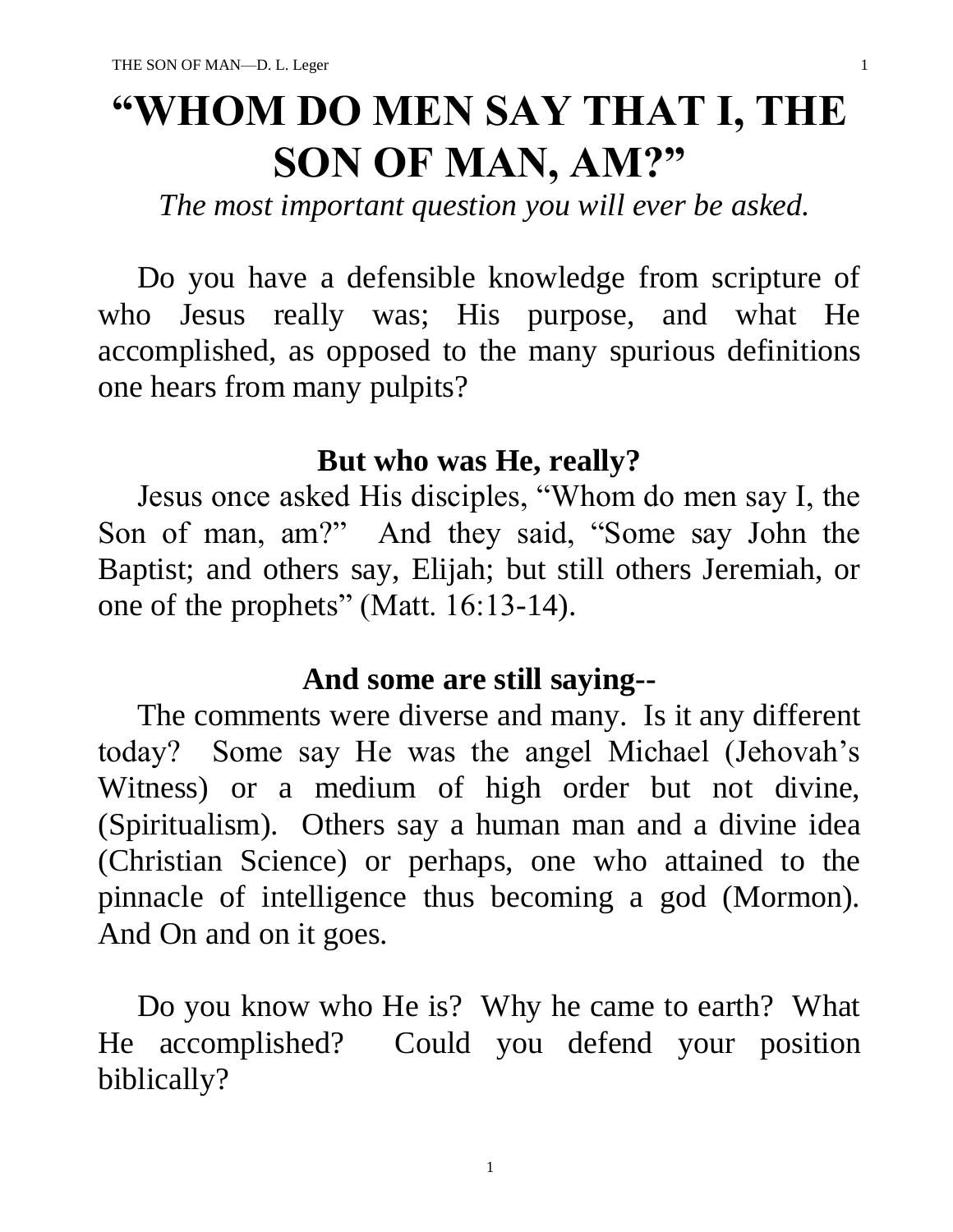# "WHOM DO MEN SAY THAT I, THE SON OF MAN, AM?"

*The most important question you will ever be asked.*

Do you have a defensible knowledge from scripture of who Jesus really was; His purpose, and what He accomplished, as opposed to the many spurious definitions one hears from many pulpits?

**But who was He, really?**

Jesus once asked His disciples, "Whom do men say I, the Son of man, am?" And they said, "Some say John the Baptist; and others say, Elijah; but still others Jeremiah, or one of the prophets" (Matt. 16:13-14).

**And some are still saying--**

The comments were diverse and many. Is it any different today? Some say He was the angel Michael (Jehovah's Witness) or a medium of high order but not divine, (Spiritualism). Others say a human man and a divine idea (Christian Science) or perhaps, one who attained to the pinnacle of intelligence thus becoming a god (Mormon). And On and on it goes.

Do you know who He is? Why he came to earth? What He accomplished? Could you defend your position biblically?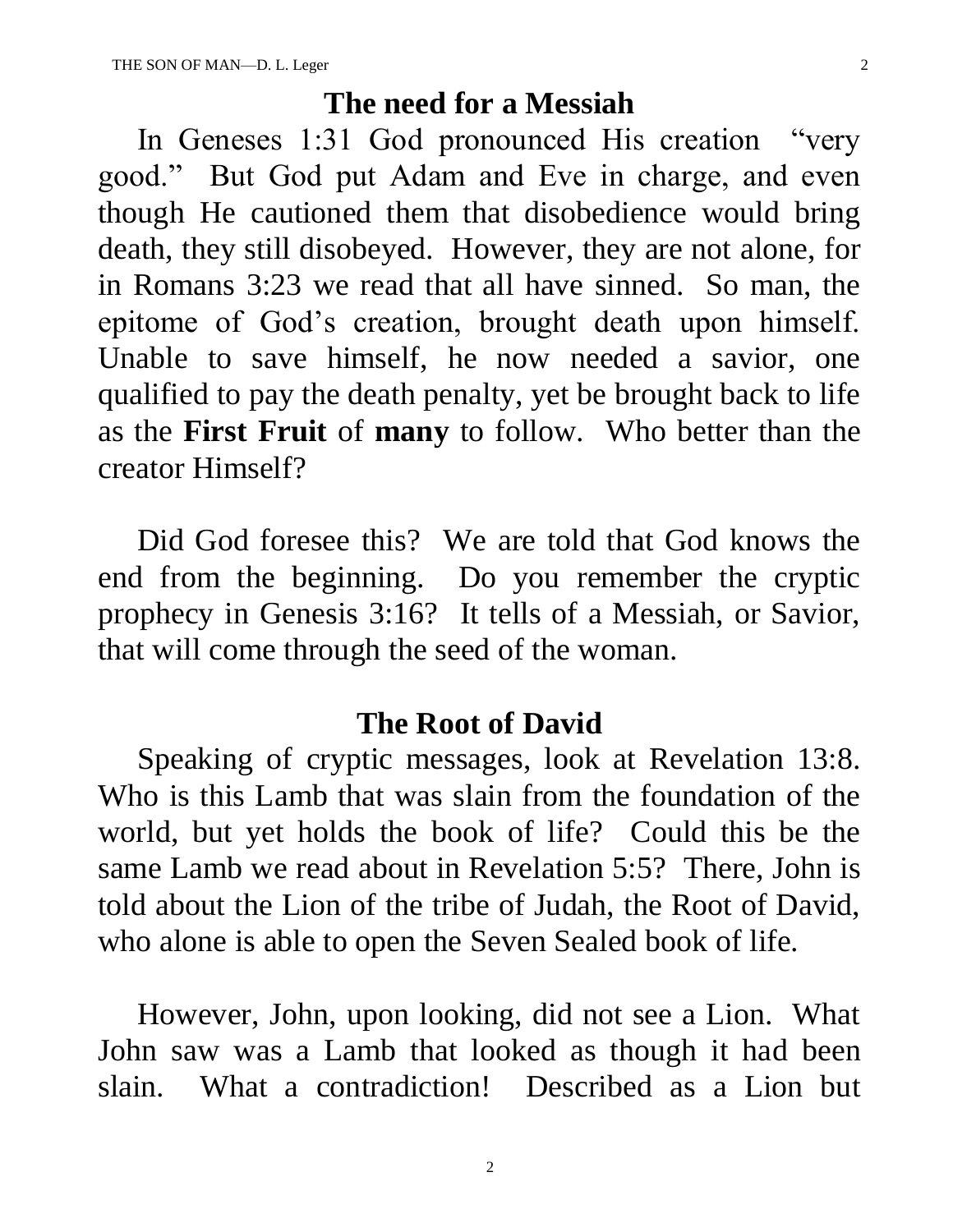## The need for a Messiah

In Geneses 1:31 God pronounced His creation "very good." But God put Adam and Eve in charge, and even though He cautioned them that disobedience would bring death, they still disobeyed. However, they are not alone, for in Romans 3:23 we read that all have sinned. So man, the epitome of God's creation, brought death upon himself. Unable to save himself, he now needed a savior, one qualified to pay the death penalty, yet be brought back to life as the **First Fruit** of **many** to follow. Who better than the creator Himself?

Did God foresee this? We are told that God knows the end from the beginning. Do you remember the cryptic prophecy in Genesis 3:16? It tells of a Messiah, or Savior, that will come through the seed of the woman.

## The Root of David

Speaking of cryptic messages, look at Revelation 13:8. Who is this Lamb that was slain from the foundation of the world, but yet holds the book of life? Could this be the same Lamb we read about in Revelation 5:5? There, John is told about the Lion of the tribe of Judah, the Root of David, who alone is able to open the Seven Sealed book of life.

However, John, upon looking, did not see a Lion. What John saw was a Lamb that looked as though it had been slain. What a contradiction! Described as a Lion but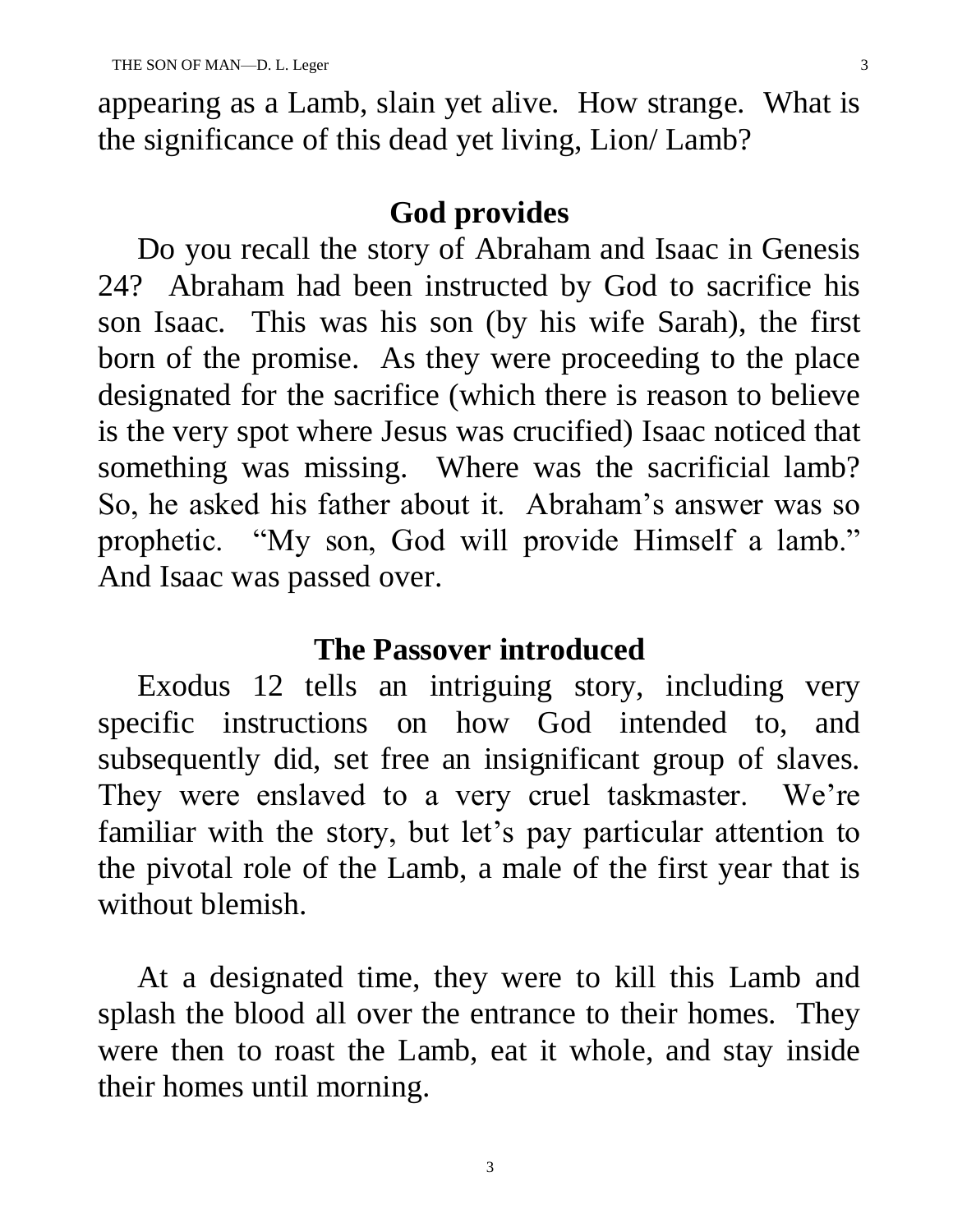appearing as a Lamb, slain yet alive. How strange. What is the significance of this dead yet living, Lion/ Lamb?

## God provides

Do you recall the story of Abraham and Isaac in Genesis 24? Abraham had been instructed by God to sacrifice his son Isaac. This was his son (by his wife Sarah), the first born of the promise. As they were proceeding to the place designated for the sacrifice (which there is reason to believe is the very spot where Jesus was crucified) Isaac noticed that something was missing. Where was the sacrificial lamb? So, he asked his father about it. Abraham's answer was so prophetic. "My son, God will provide Himself a lamb." And Isaac was passed over.

## The Passover introduced

Exodus 12 tells an intriguing story, including very specific instructions on how God intended to, and subsequently did, set free an insignificant group of slaves. They were enslaved to a very cruel taskmaster. We're familiar with the story, but let's pay particular attention to the pivotal role of the Lamb, a male of the first year that is without blemish.

At a designated time, they were to kill this Lamb and splash the blood all over the entrance to their homes. They were then to roast the Lamb, eat it whole, and stay inside their homes until morning.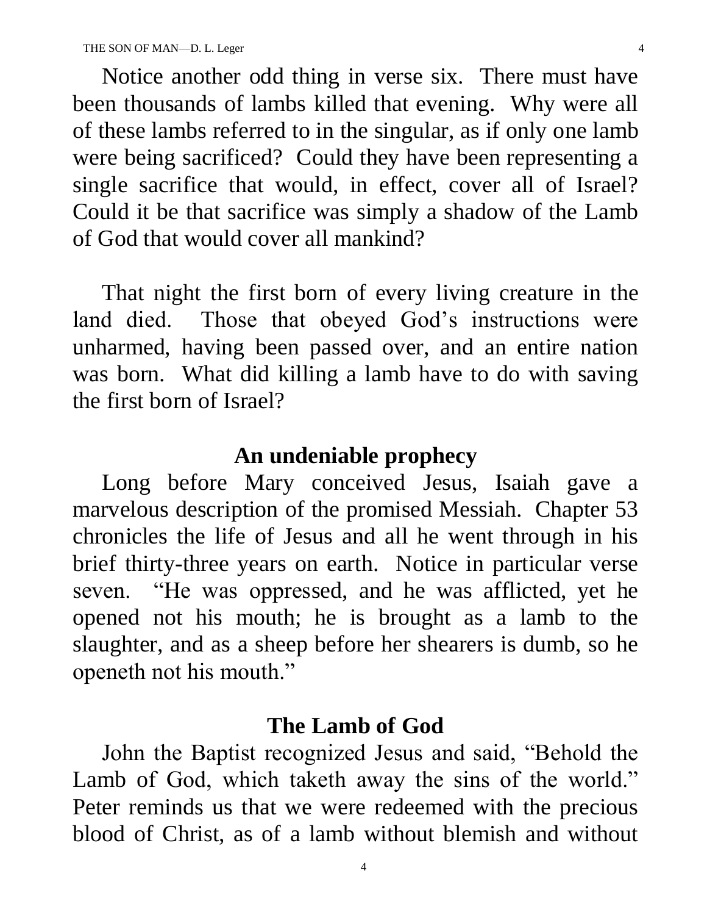Notice another odd thing in verse six. There must have been thousands of lambs killed that evening. Why were all of these lambs referred to in the singular, as if only one lamb were being sacrificed? Could they have been representing a single sacrifice that would, in effect, cover all of Israel? Could it be that sacrifice was simply a shadow of the Lamb of God that would cover all mankind?

That night the first born of every living creature in the land died. Those that obeyed God's instructions were unharmed, having been passed over, and an entire nation was born. What did killing a lamb have to do with saving the first born of Israel?

## An undeniable prophecy

Long before Mary conceived Jesus, Isaiah gave a marvelous description of the promised Messiah. Chapter 53 chronicles the life of Jesus and all he went through in his brief thirty-three years on earth. Notice in particular verse seven. "He was oppressed, and he was afflicted, yet he opened not his mouth; he is brought as a lamb to the slaughter, and as a sheep before her shearers is dumb, so he openeth not his mouth."

## The Lamb of God

John the Baptist recognized Jesus and said, "Behold the Lamb of God, which taketh away the sins of the world." Peter reminds us that we were redeemed with the precious blood of Christ, as of a lamb without blemish and without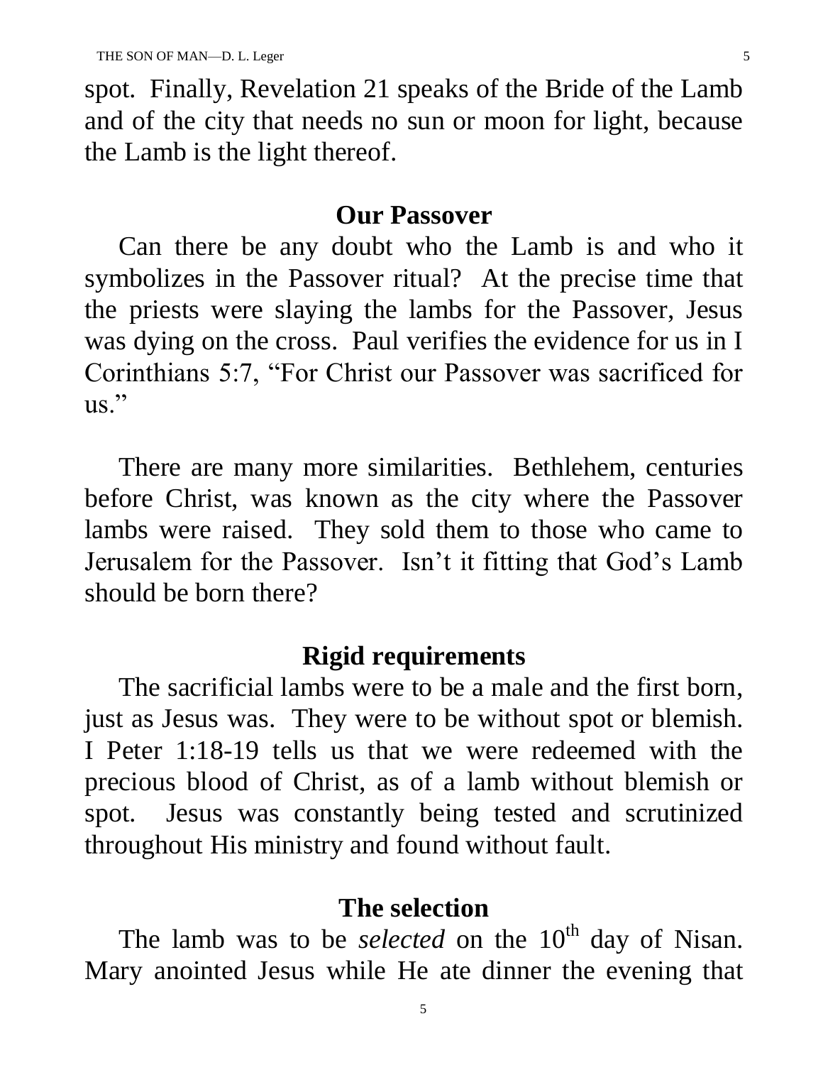spot. Finally, Revelation 21 speaks of the Bride of the Lamb and of the city that needs no sun or moon for light, because the Lamb is the light thereof.

## Our Passover

Can there be any doubt who the Lamb is and who it symbolizes in the Passover ritual? At the precise time that the priests were slaying the lambs for the Passover, Jesus was dying on the cross. Paul verifies the evidence for us in I Corinthians 5:7, "For Christ our Passover was sacrificed for us."

There are many more similarities. Bethlehem, centuries before Christ, was known as the city where the Passover lambs were raised. They sold them to those who came to Jerusalem for the Passover. Isn't it fitting that God's Lamb should be born there?

## Rigid requirements

The sacrificial lambs were to be a male and the first born, just as Jesus was. They were to be without spot or blemish. I Peter 1:18-19 tells us that we were redeemed with the precious blood of Christ, as of a lamb without blemish or spot. Jesus was constantly being tested and scrutinized throughout His ministry and found without fault.

## The selection

The lamb was to be *selected* on the 10th day of Nisan. Mary anointed Jesus while He ate dinner the evening that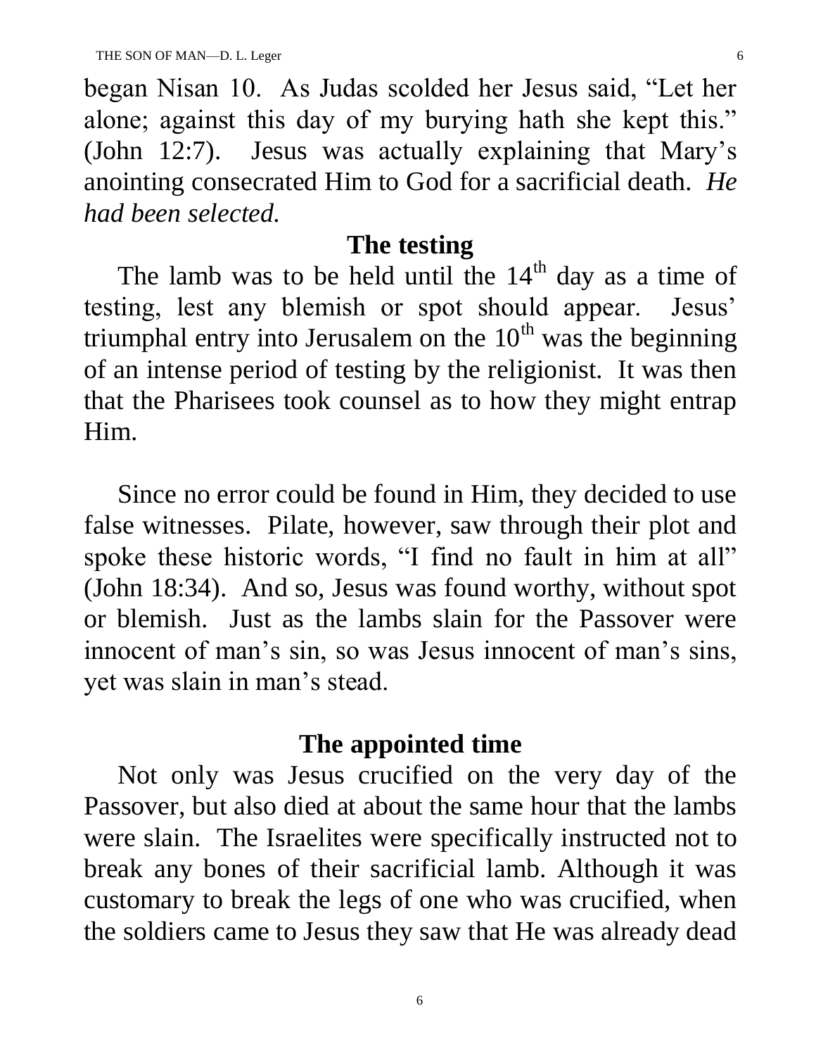began Nisan 10. As Judas scolded her Jesus said, "Let her alone; against this day of my burying hath she kept this." (John 12:7). Jesus was actually explaining that Mary's anointing consecrated Him to God for a sacrificial death. *He had been selected.*

## The testing

The lamb was to be held until the 14th day as a time of testing, lest any blemish or spot should appear. Jesus' triumphal entry into Jerusalem on the 10th was the beginning of an intense period of testing by the religionist. It was then that the Pharisees took counsel as to how they might entrap Him.

Since no error could be found in Him, they decided to use false witnesses. Pilate, however, saw through their plot and spoke these historic words, "I find no fault in him at all" (John 18:34). And so, Jesus was found worthy, without spot or blemish. Just as the lambs slain for the Passover were innocent of man's sin, so was Jesus innocent of man's sins, yet was slain in man's stead.

## The appointed time

Not only was Jesus crucified on the very day of the Passover, but also died at about the same hour that the lambs were slain. The Israelites were specifically instructed not to break any bones of their sacrificial lamb. Although it was customary to break the legs of one who was crucified, when the soldiers came to Jesus they saw that He was already dead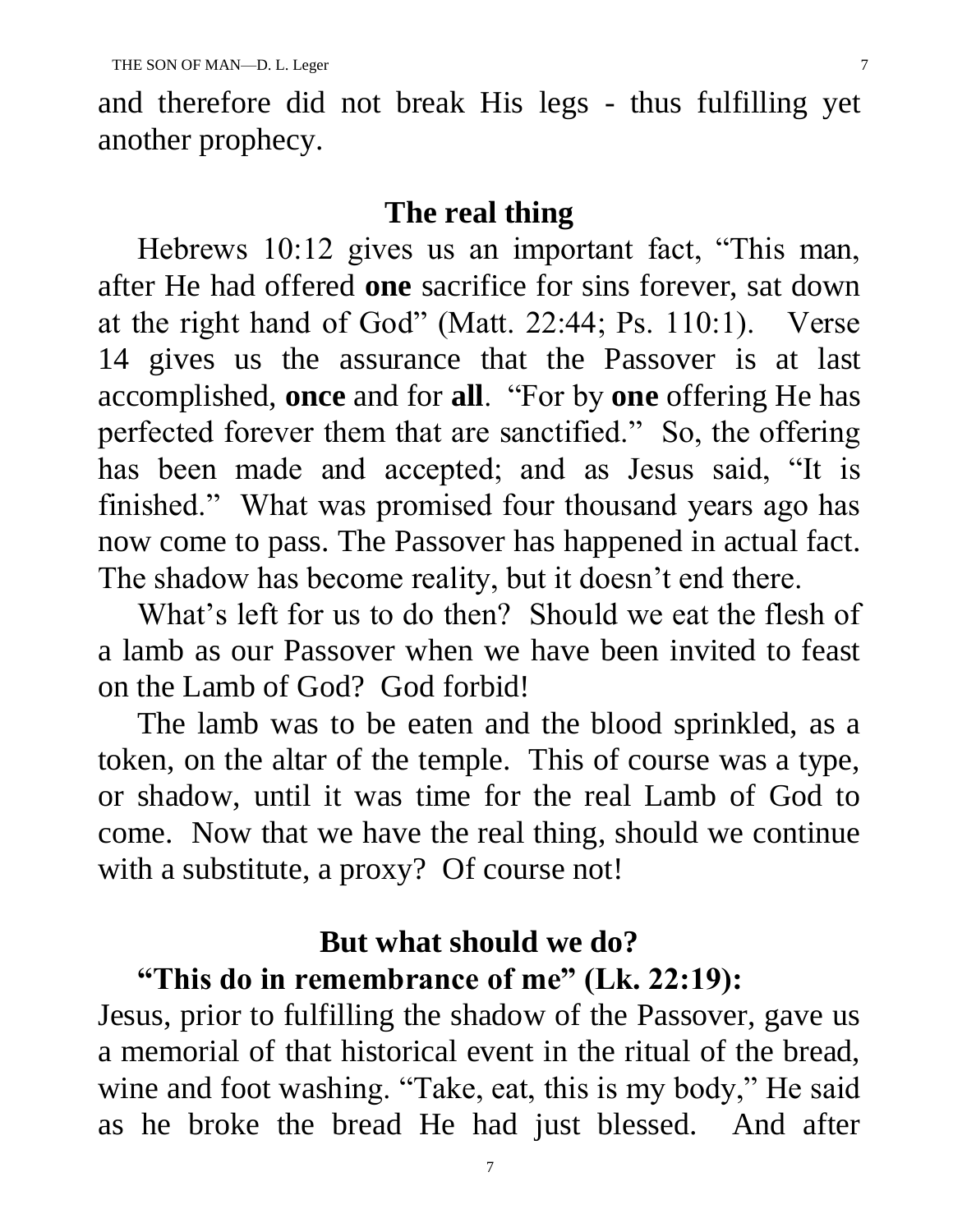and therefore did not break His legs - thus fulfilling yet another prophecy.

## The real thing

Hebrews 10:12 gives us an important fact, "This man, after He had offered **one** sacrifice for sins forever, sat down at the right hand of God" (Matt. 22:44; Ps. 110:1). Verse 14 gives us the assurance that the Passover is at last accomplished, **once** and for **all**. "For by **one** offering He has perfected forever them that are sanctified." So, the offering has been made and accepted; and as Jesus said, "It is finished." What was promised four thousand years ago has now come to pass. The Passover has happened in actual fact. The shadow has become reality, but it doesn't end there.

What's left for us to do then? Should we eat the flesh of a lamb as our Passover when we have been invited to feast on the Lamb of God? God forbid!

The lamb was to be eaten and the blood sprinkled, as a token, on the altar of the temple. This of course was a type, or shadow, until it was time for the real Lamb of God to come. Now that we have the real thing, should we continue with a substitute, a proxy? Of course not!

## But what should we do?

**"This do in remembrance of me" (Lk. 22:19):** Jesus, prior to fulfilling the shadow of the Passover, gave us a memorial of that historical event in the ritual of the bread, wine and foot washing. "Take, eat, this is my body," He said as he broke the bread He had just blessed. And after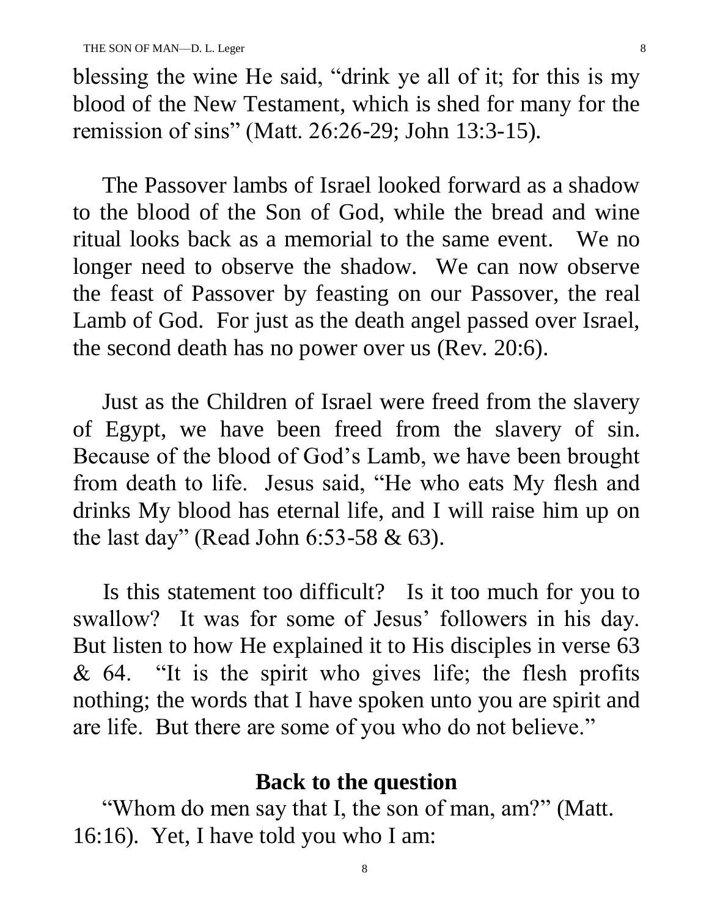blessing the wine He said, "drink ye all of it; for this is my blood of the New Testament, which is shed for many for the remission of sins" (Matt. 26:26-29; John 13:3-15).

The Passover lambs of Israel looked forward as a shadow to the blood of the Son of God, while the bread and wine ritual looks back as a memorial to the same event. We no longer need to observe the shadow. We can now observe the feast of Passover by feasting on our Passover, the real Lamb of God. For just as the death angel passed over Israel, the second death has no power over us (Rev. 20:6).

Just as the Children of Israel were freed from the slavery of Egypt, we have been freed from the slavery of sin. Because of the blood of God's Lamb, we have been brought from death to life. Jesus said, "He who eats My flesh and drinks My blood has eternal life, and I will raise him up on the last day" (Read John 6:53-58 & 63).

Is this statement too difficult? Is it too much for you to swallow? It was for some of Jesus' followers in his day. But listen to how He explained it to His disciples in verse 63 & 64. "It is the spirit who gives life; the flesh profits nothing; the words that I have spoken unto you are spirit and are life. But there are some of you who do not believe."

## Back to the question

"Whom do men say that I, the son of man, am?" (Matt. 16:16). Yet, I have told you who I am: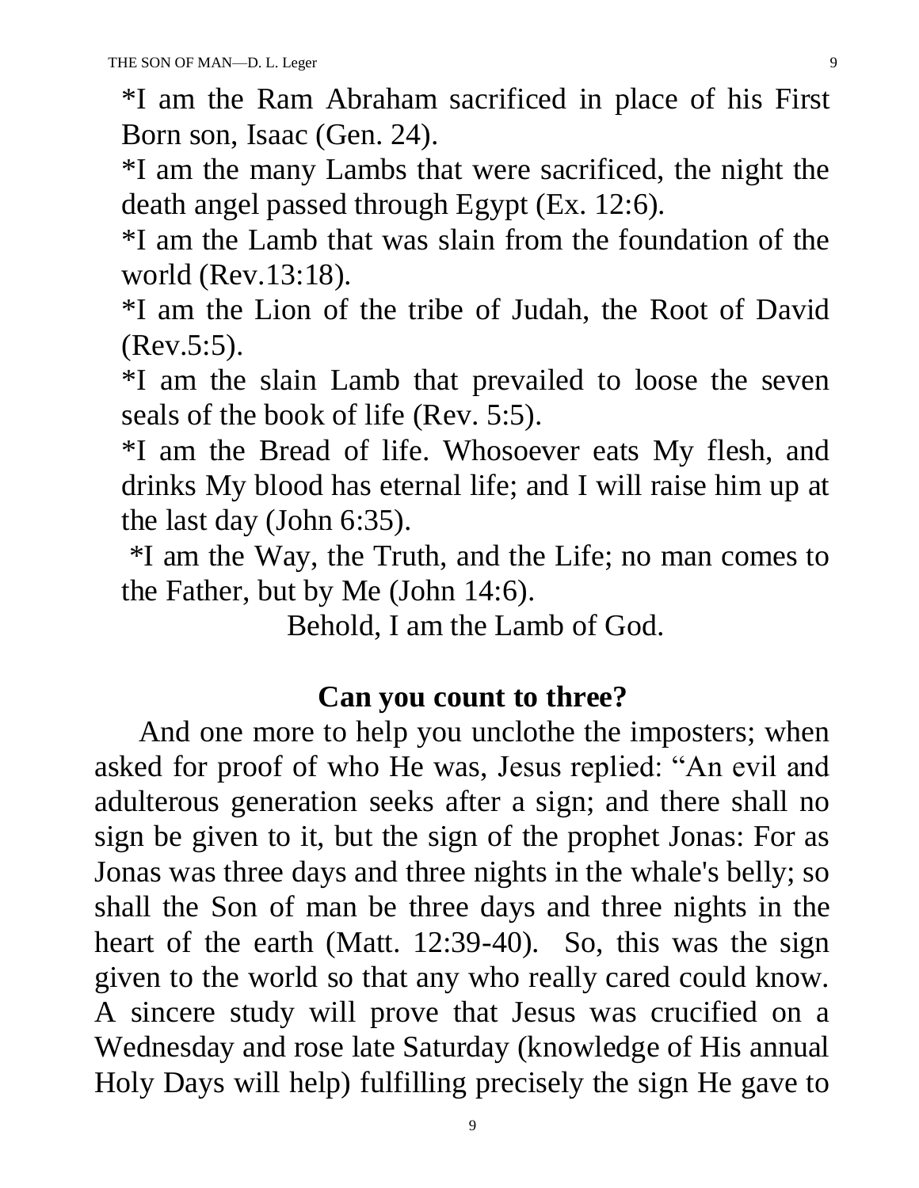*I am the Ram Abraham sacrificed in place of his First Born son, Isaac (Gen. 24).

*I am the many Lambs that were sacrificed, the night the death angel passed through Egypt (Ex. 12:6).

*I am the Lamb that was slain from the foundation of the world (Rev.13:18).

*I am the Lion of the tribe of Judah, the Root of David (Rev.5:5).

*I am the slain Lamb that prevailed to loose the seven seals of the book of life (Rev. 5:5).

*I am the Bread of life. Whosoever eats My flesh, and drinks My blood has eternal life; and I will raise him up at the last day (John 6:35).

*I am the Way, the Truth, and the Life; no man comes to the Father, but by Me (John 14:6).

Behold, I am the Lamb of God.

## Can you count to three?

And one more to help you unclothe the imposters; when asked for proof of who He was, Jesus replied: "An evil and adulterous generation seeks after a sign; and there shall no sign be given to it, but the sign of the prophet Jonas: For as Jonas was three days and three nights in the whale's belly; so shall the Son of man be three days and three nights in the heart of the earth (Matt. 12:39-40). So, this was the sign given to the world so that any who really cared could know. A sincere study will prove that Jesus was crucified on a Wednesday and rose late Saturday (knowledge of His annual Holy Days will help) fulfilling precisely the sign He gave to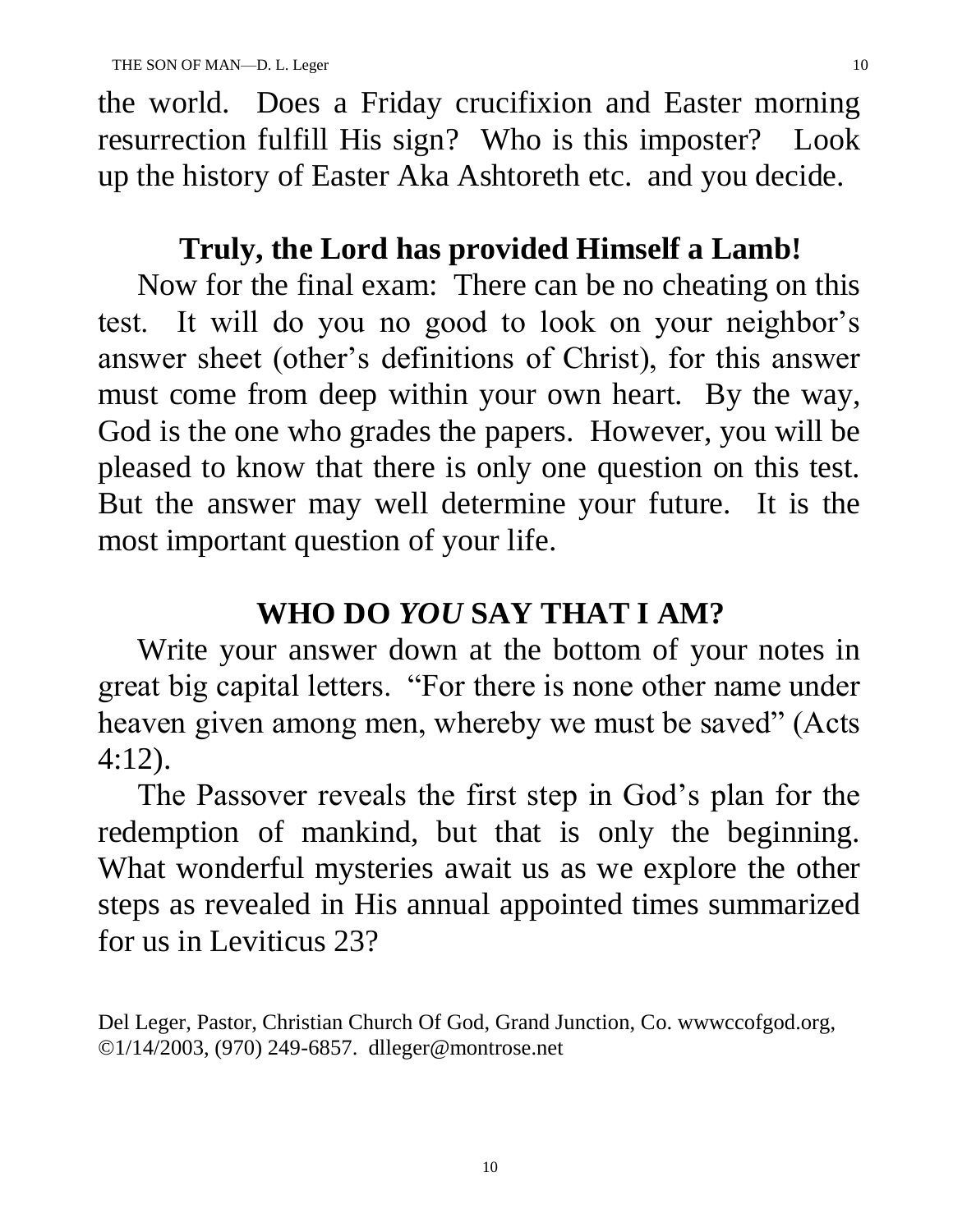the world. Does a Friday crucifixion and Easter morning resurrection fulfill His sign? Who is this imposter? Look up the history of Easter Aka Ashtoreth etc. and you decide.

## Truly, the Lord has provided Himself a Lamb!

Now for the final exam: There can be no cheating on this test. It will do you no good to look on your neighbor's answer sheet (other's definitions of Christ), for this answer must come from deep within your own heart. By the way, God is the one who grades the papers. However, you will be pleased to know that there is only one question on this test. But the answer may well determine your future. It is the most important question of your life.

## WHO DO *YOU* SAY THAT I AM?

Write your answer down at the bottom of your notes in great big capital letters. "For there is none other name under heaven given among men, whereby we must be saved" (Acts 4:12).

The Passover reveals the first step in God's plan for the redemption of mankind, but that is only the beginning. What wonderful mysteries await us as we explore the other steps as revealed in His annual appointed times summarized for us in Leviticus 23?

Del Leger, Pastor, Christian Church Of God, Grand Junction, Co. wwwccofgod.org, ©1/14/2003, (970) 249-6857. dlleger@montrose.net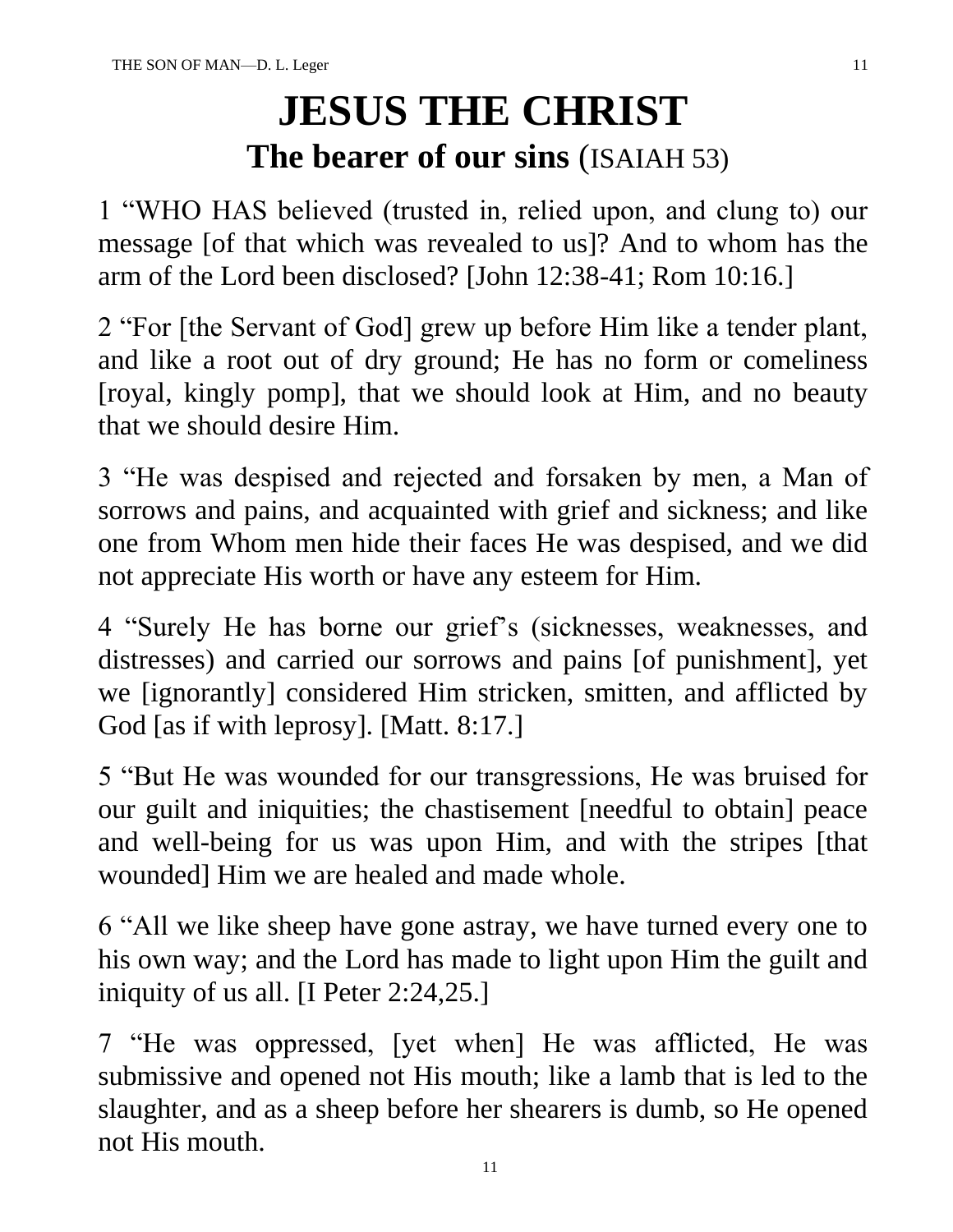# JESUS THE CHRIST

## The bearer of our sins (ISAIAH 53)

1 "WHO HAS believed (trusted in, relied upon, and clung to) our message [of that which was revealed to us]? And to whom has the arm of the Lord been disclosed? [John 12:38-41; Rom 10:16.]

2 "For [the Servant of God] grew up before Him like a tender plant, and like a root out of dry ground; He has no form or comeliness [royal, kingly pomp], that we should look at Him, and no beauty that we should desire Him.

3 "He was despised and rejected and forsaken by men, a Man of sorrows and pains, and acquainted with grief and sickness; and like one from Whom men hide their faces He was despised, and we did not appreciate His worth or have any esteem for Him.

4 "Surely He has borne our grief's (sicknesses, weaknesses, and distresses) and carried our sorrows and pains [of punishment], yet we [ignorantly] considered Him stricken, smitten, and afflicted by God [as if with leprosy]. [Matt. 8:17.]

5 "But He was wounded for our transgressions, He was bruised for our guilt and iniquities; the chastisement [needful to obtain] peace and well-being for us was upon Him, and with the stripes [that wounded] Him we are healed and made whole.

6 "All we like sheep have gone astray, we have turned every one to his own way; and the Lord has made to light upon Him the guilt and iniquity of us all. [I Peter 2:24,25.]

7 "He was oppressed, [yet when] He was afflicted, He was submissive and opened not His mouth; like a lamb that is led to the slaughter, and as a sheep before her shearers is dumb, so He opened not His mouth.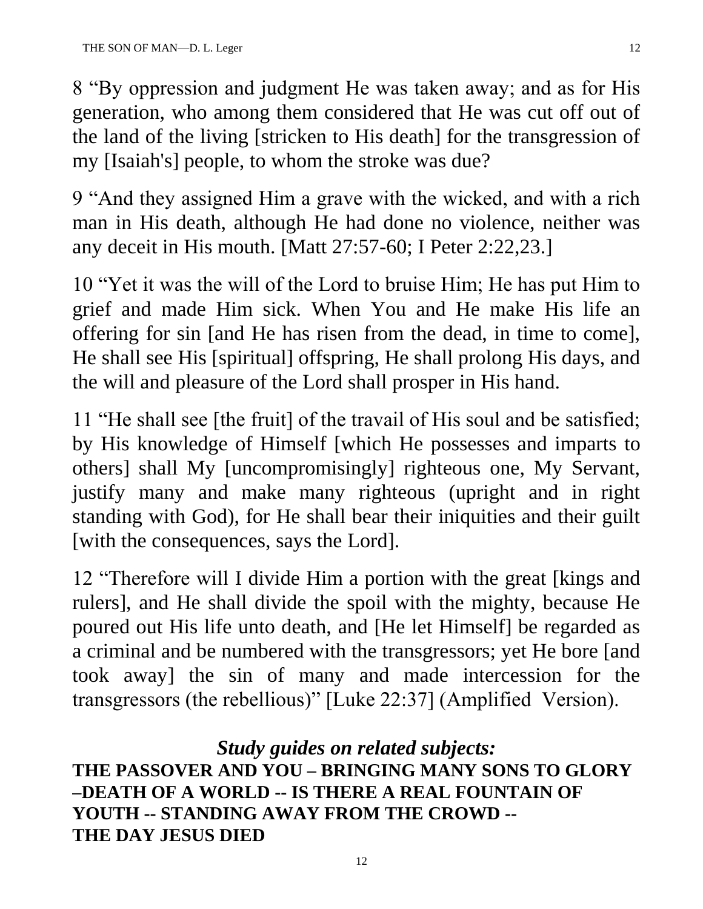8 “By oppression and judgment He was taken away; and as for His generation, who among them considered that He was cut off out of the land of the living [stricken to His death] for the transgression of my [Isaiah's] people, to whom the stroke was due?

9 “And they assigned Him a grave with the wicked, and with a rich man in His death, although He had done no violence, neither was any deceit in His mouth. [Matt 27:57-60; I Peter 2:22,23.]

10 “Yet it was the will of the Lord to bruise Him; He has put Him to grief and made Him sick. When You and He make His life an offering for sin [and He has risen from the dead, in time to come], He shall see His [spiritual] offspring, He shall prolong His days, and the will and pleasure of the Lord shall prosper in His hand.

11 “He shall see [the fruit] of the travail of His soul and be satisfied; by His knowledge of Himself [which He possesses and imparts to others] shall My [uncompromisingly] righteous one, My Servant, justify many and make many righteous (upright and in right standing with God), for He shall bear their iniquities and their guilt [with the consequences, says the Lord].

12 “Therefore will I divide Him a portion with the great [kings and rulers], and He shall divide the spoil with the mighty, because He poured out His life unto death, and [He let Himself] be regarded as a criminal and be numbered with the transgressors; yet He bore [and took away] the sin of many and made intercession for the transgressors (the rebellious)” [Luke 22:37] (Amplified Version).

***Study guides on related subjects:***

**THE PASSOVER AND YOU – BRINGING MANY SONS TO GLORY –DEATH OF A WORLD -- IS THERE A REAL FOUNTAIN OF YOUTH -- STANDING AWAY FROM THE CROWD -- THE DAY JESUS DIED**